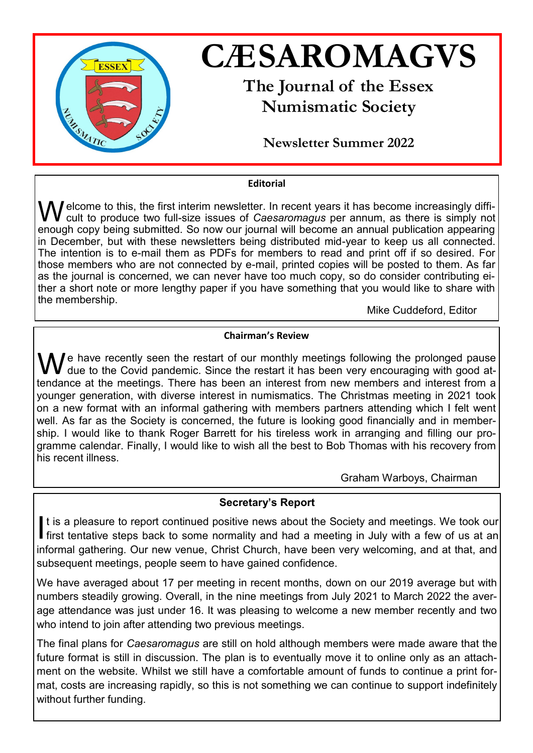# CÆSAROMAGVS

## The Journal of the Essex Numismatic Society

### Newsletter Summer 2022

### Editorial

Welcome to this, the first interim newsletter. In recent years it has become increasingly difficult to produce two full-size issues of *Caesaromagus* per annum, as there is simply not enough copy being submitted. So now our journal will become an annual publication appearing in December, but with these newsletters being distributed mid-year to keep us all connected. The intention is to e-mail them as PDFs for members to read and print off if so desired. For those members who are not connected by e-mail, printed copies will be posted to them. As far as the journal is concerned, we can never have too much copy, so do consider contributing either a short note or more lengthy paper if you have something that you would like to share with the membership.

Mike Cuddeford, Editor

### Chairman's Review

We have recently seen the restart of our monthly meetings following the prolonged pause due to the Covid pandemic. Since the restart it has been very encouraging with good attendance at the meetings. There has been an interest from new members and interest from a younger generation, with diverse interest in numismatics. The Christmas meeting in 2021 took on a new format with an informal gathering with members partners attending which I felt went well. As far as the Society is concerned, the future is looking good financially and in membership. I would like to thank Roger Barrett for his tireless work in arranging and filling our programme calendar. Finally, I would like to wish all the best to Bob Thomas with his recovery from his recent illness.

Graham Warboys, Chairman

### Secretary's Report

It is a pleasure to report continued positive news about the Society and meetings. We took our first tentative steps back to some normality and had a meeting in July with a few of us at an informal gathering. Our new venue, Christ Church, have been very welcoming, and at that, and subsequent meetings, people seem to have gained confidence.

We have averaged about 17 per meeting in recent months, down on our 2019 average but with numbers steadily growing. Overall, in the nine meetings from July 2021 to March 2022 the average attendance was just under 16. It was pleasing to welcome a new member recently and two who intend to join after attending two previous meetings.

The final plans for *Caesaromagus* are still on hold although members were made aware that the future format is still in discussion. The plan is to eventually move it to online only as an attachment on the website. Whilst we still have a comfortable amount of funds to continue a print format, costs are increasing rapidly, so this is not something we can continue to support indefinitely without further funding.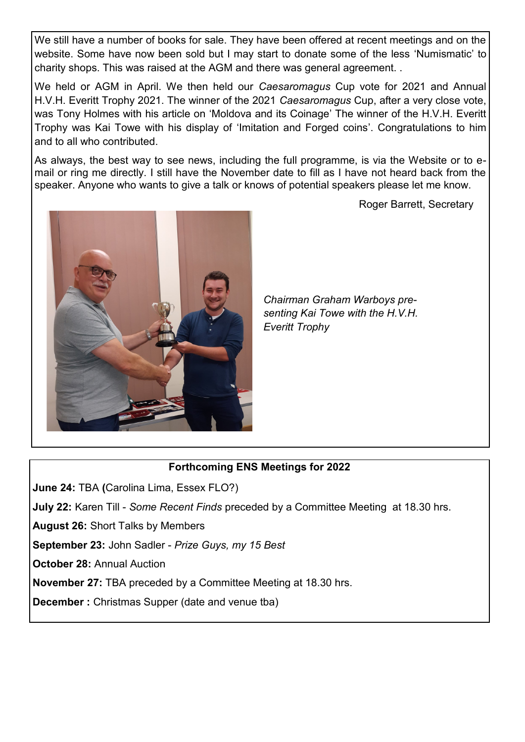We still have a number of books for sale. They have been offered at recent meetings and on the website. Some have now been sold but I may start to donate some of the less 'Numismatic' to charity shops. This was raised at the AGM and there was general agreement. .

We held or AGM in April. We then held our *Caesaromagus* Cup vote for 2021 and Annual H.V.H. Everitt Trophy 2021. The winner of the 2021 *Caesaromagus* Cup, after a very close vote, was Tony Holmes with his article on 'Moldova and its Coinage' The winner of the H.V.H. Everitt Trophy was Kai Towe with his display of 'Imitation and Forged coins'. Congratulations to him and to all who contributed.

As always, the best way to see news, including the full programme, is via the Website or to e-mail or ring me directly. I still have the November date to fill as I have not heard back from the speaker. Anyone who wants to give a talk or knows of potential speakers please let me know.

Roger Barrett, Secretary

*Chairman Graham Warboys presenting Kai Towe with the H.V.H. Everitt Trophy*

## Forthcoming ENS Meetings for 2022

**June 24:** TBA **(**Carolina Lima, Essex FLO?)

**July 22:** Karen Till - *Some Recent Finds* preceded by a Committee Meeting at 18.30 hrs.

**August 26:** Short Talks by Members

**September 23:** John Sadler - *Prize Guys, my 15 Best*

**October 28:** Annual Auction

**November 27:** TBA preceded by a Committee Meeting at 18.30 hrs.

**December :** Christmas Supper (date and venue tba)